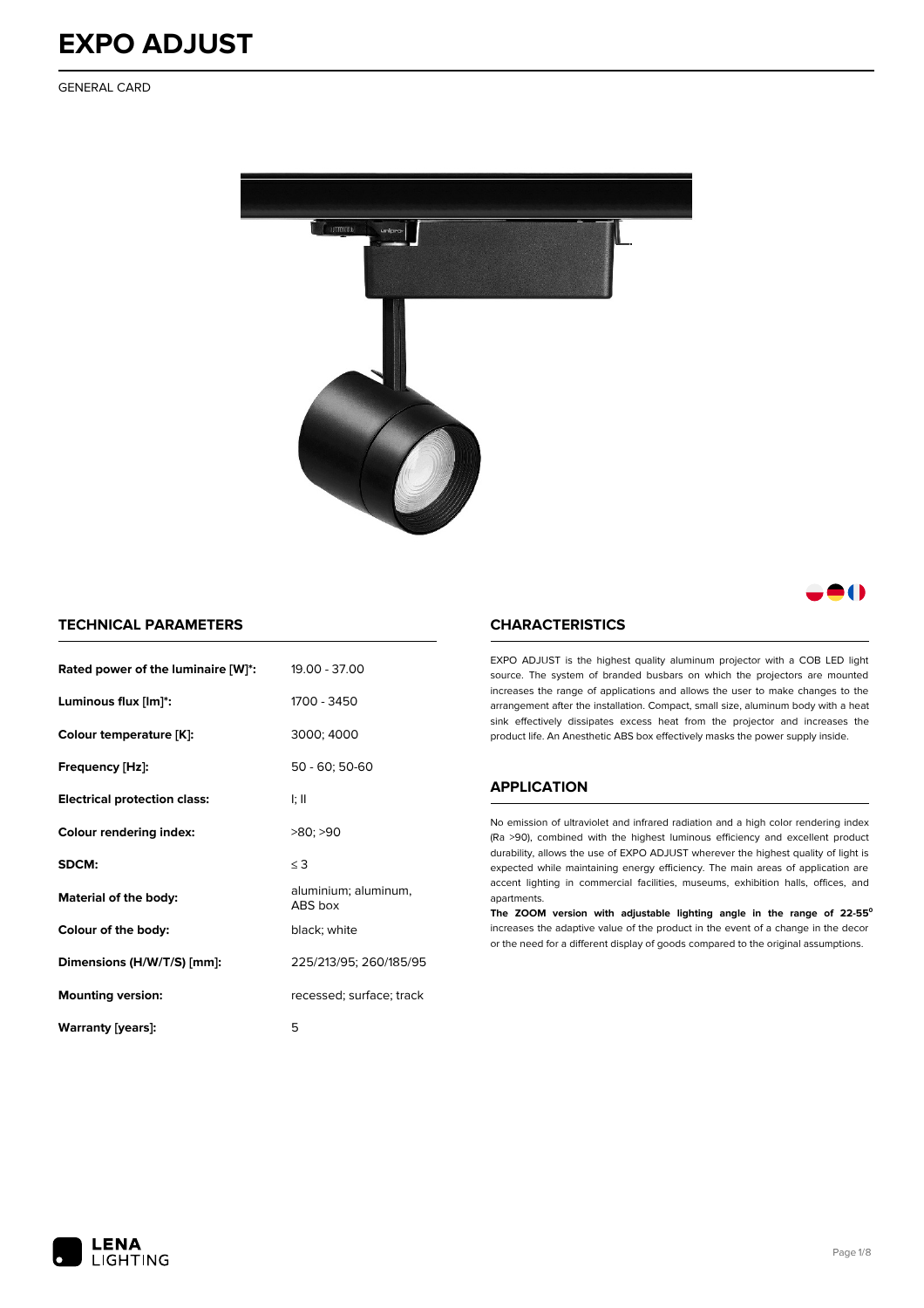# EXPO ADJUST

GENERAL CARD

## TECHNICAL PARAMETERS

| | |
|---|---|
| **Rated power of the luminaire [W]*:** | 19.00 - 37.00 |
| **Luminous flux [lm]*:** | 1700 - 3450 |
| **Colour temperature [K]:** | 3000; 4000 |
| **Frequency [Hz]:** | 50 - 60; 50-60 |
| **Electrical protection class:** | I; II |
| **Colour rendering index:** | >80; >90 |
| **SDCM:** | ≤ 3 |
| **Material of the body:** | aluminium; aluminum, ABS box |
| **Colour of the body:** | black; white |
| **Dimensions (H/W/T/S) [mm]:** | 225/213/95; 260/185/95 |
| **Mounting version:** | recessed; surface; track |
| **Warranty [years]:** | 5 |

## CHARACTERISTICS

EXPO ADJUST is the highest quality aluminum projector with a COB LED light source. The system of branded busbars on which the projectors are mounted increases the range of applications and allows the user to make changes to the arrangement after the installation. Compact, small size, aluminum body with a heat sink effectively dissipates excess heat from the projector and increases the product life. An Anesthetic ABS box effectively masks the power supply inside.

## APPLICATION

No emission of ultraviolet and infrared radiation and a high color rendering index (Ra >90), combined with the highest luminous efficiency and excellent product durability, allows the use of EXPO ADJUST wherever the highest quality of light is expected while maintaining energy efficiency. The main areas of application are accent lighting in commercial facilities, museums, exhibition halls, offices, and apartments.

**The ZOOM version with adjustable lighting angle in the range of 22-55°** increases the adaptive value of the product in the event of a change in the decor or the need for a different display of goods compared to the original assumptions.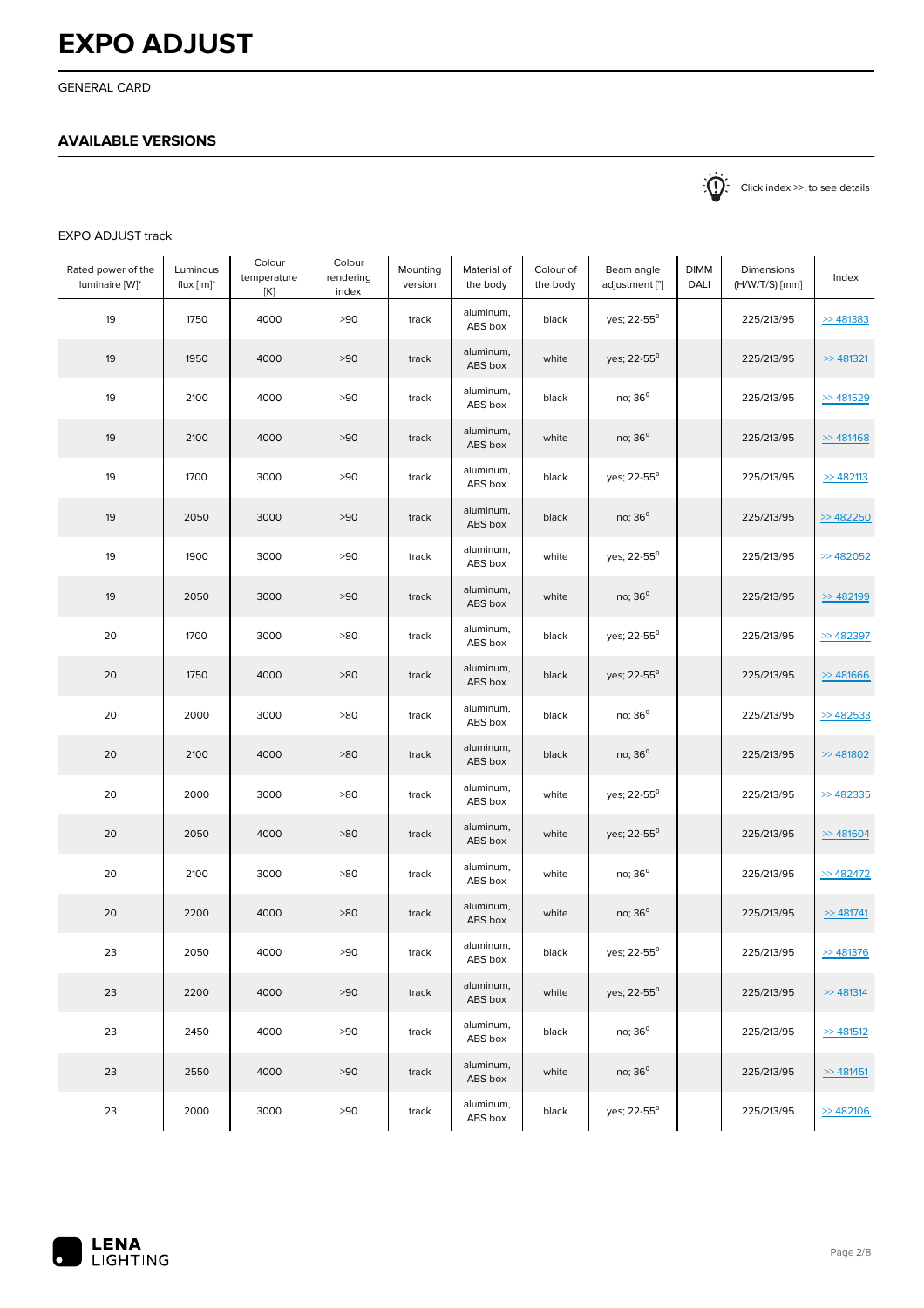# EXPO ADJUST

GENERAL CARD

## AVAILABLE VERSIONS

Click index >>, to see details

EXPO ADJUST track

| Rated power of the luminaire [W]* | Luminous flux [lm]* | Colour temperature [K] | Colour rendering index | Mounting version | Material of the body | Colour of the body | Beam angle adjustment [°] | DIMM DALI | Dimensions (H/W/T/S) [mm] | Index |
|---|---|---|---|---|---|---|---|---|---|---|
| 19 | 1750 | 4000 | >90 | track | aluminum, ABS box | black | yes; 22-55° | | 225/213/95 | >> 481383 |
| 19 | 1950 | 4000 | >90 | track | aluminum, ABS box | white | yes; 22-55° | | 225/213/95 | >> 481321 |
| 19 | 2100 | 4000 | >90 | track | aluminum, ABS box | black | no; 36° | | 225/213/95 | >> 481529 |
| 19 | 2100 | 4000 | >90 | track | aluminum, ABS box | white | no; 36° | | 225/213/95 | >> 481468 |
| 19 | 1700 | 3000 | >90 | track | aluminum, ABS box | black | yes; 22-55° | | 225/213/95 | >> 482113 |
| 19 | 2050 | 3000 | >90 | track | aluminum, ABS box | black | no; 36° | | 225/213/95 | >> 482250 |
| 19 | 1900 | 3000 | >90 | track | aluminum, ABS box | white | yes; 22-55° | | 225/213/95 | >> 482052 |
| 19 | 2050 | 3000 | >90 | track | aluminum, ABS box | white | no; 36° | | 225/213/95 | >> 482199 |
| 20 | 1700 | 3000 | >80 | track | aluminum, ABS box | black | yes; 22-55° | | 225/213/95 | >> 482397 |
| 20 | 1750 | 4000 | >80 | track | aluminum, ABS box | black | yes; 22-55° | | 225/213/95 | >> 481666 |
| 20 | 2000 | 3000 | >80 | track | aluminum, ABS box | black | no; 36° | | 225/213/95 | >> 482533 |
| 20 | 2100 | 4000 | >80 | track | aluminum, ABS box | black | no; 36° | | 225/213/95 | >> 481802 |
| 20 | 2000 | 3000 | >80 | track | aluminum, ABS box | white | yes; 22-55° | | 225/213/95 | >> 482335 |
| 20 | 2050 | 4000 | >80 | track | aluminum, ABS box | white | yes; 22-55° | | 225/213/95 | >> 481604 |
| 20 | 2100 | 3000 | >80 | track | aluminum, ABS box | white | no; 36° | | 225/213/95 | >> 482472 |
| 20 | 2200 | 4000 | >80 | track | aluminum, ABS box | white | no; 36° | | 225/213/95 | >> 481741 |
| 23 | 2050 | 4000 | >90 | track | aluminum, ABS box | black | yes; 22-55° | | 225/213/95 | >> 481376 |
| 23 | 2200 | 4000 | >90 | track | aluminum, ABS box | white | yes; 22-55° | | 225/213/95 | >> 481314 |
| 23 | 2450 | 4000 | >90 | track | aluminum, ABS box | black | no; 36° | | 225/213/95 | >> 481512 |
| 23 | 2550 | 4000 | >90 | track | aluminum, ABS box | white | no; 36° | | 225/213/95 | >> 481451 |
| 23 | 2000 | 3000 | >90 | track | aluminum, ABS box | black | yes; 22-55° | | 225/213/95 | >> 482106 |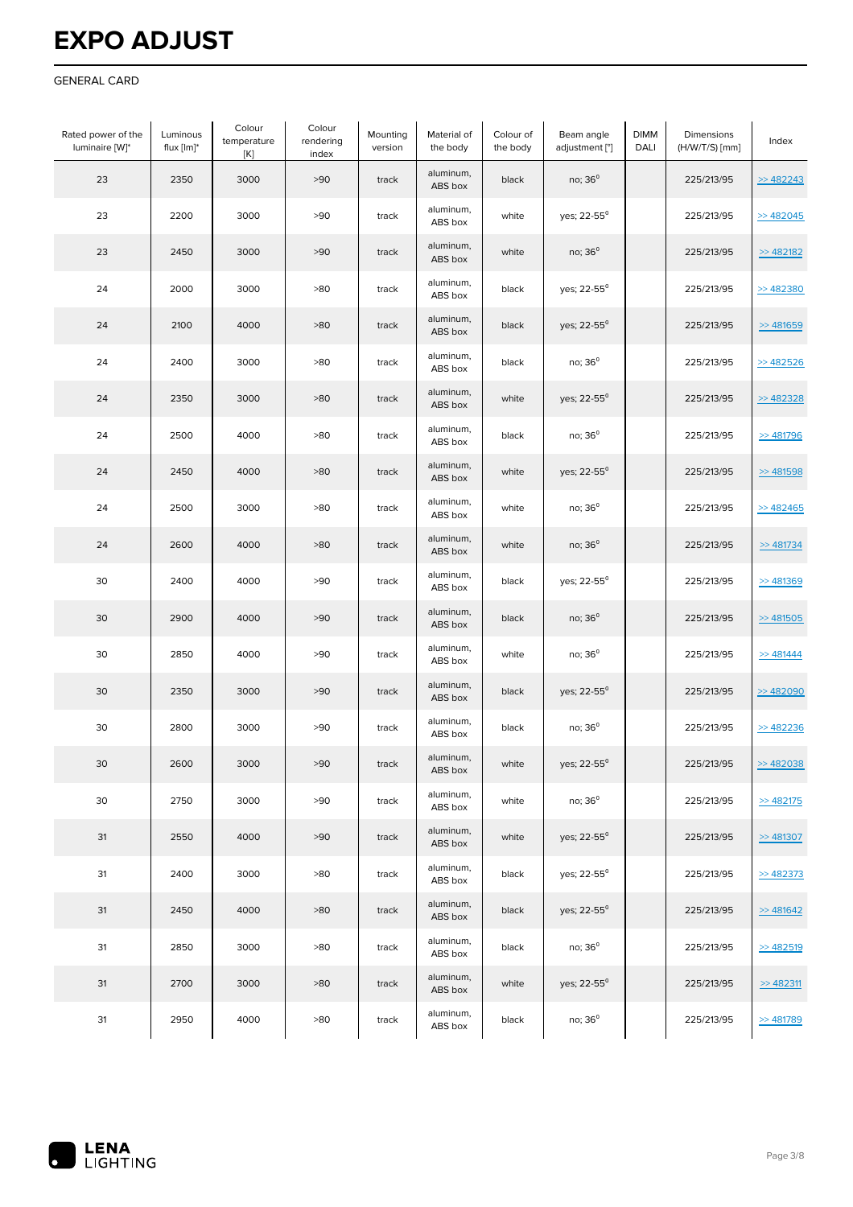# EXPO ADJUST

GENERAL CARD

| Rated power of the luminaire [W]* | Luminous flux [lm]* | Colour temperature [K] | Colour rendering index | Mounting version | Material of the body | Colour of the body | Beam angle adjustment [°] | DIMM DALI | Dimensions (H/W/T/S) [mm] | Index |
|---|---|---|---|---|---|---|---|---|---|---|
| 23 | 2350 | 3000 | >90 | track | aluminum, ABS box | black | no; 36° | | 225/213/95 | >> 482243 |
| 23 | 2200 | 3000 | >90 | track | aluminum, ABS box | white | yes; 22-55° | | 225/213/95 | >> 482045 |
| 23 | 2450 | 3000 | >90 | track | aluminum, ABS box | white | no; 36° | | 225/213/95 | >> 482182 |
| 24 | 2000 | 3000 | >80 | track | aluminum, ABS box | black | yes; 22-55° | | 225/213/95 | >> 482380 |
| 24 | 2100 | 4000 | >80 | track | aluminum, ABS box | black | yes; 22-55° | | 225/213/95 | >> 481659 |
| 24 | 2400 | 3000 | >80 | track | aluminum, ABS box | black | no; 36° | | 225/213/95 | >> 482526 |
| 24 | 2350 | 3000 | >80 | track | aluminum, ABS box | white | yes; 22-55° | | 225/213/95 | >> 482328 |
| 24 | 2500 | 4000 | >80 | track | aluminum, ABS box | black | no; 36° | | 225/213/95 | >> 481796 |
| 24 | 2450 | 4000 | >80 | track | aluminum, ABS box | white | yes; 22-55° | | 225/213/95 | >> 481598 |
| 24 | 2500 | 3000 | >80 | track | aluminum, ABS box | white | no; 36° | | 225/213/95 | >> 482465 |
| 24 | 2600 | 4000 | >80 | track | aluminum, ABS box | white | no; 36° | | 225/213/95 | >> 481734 |
| 30 | 2400 | 4000 | >90 | track | aluminum, ABS box | black | yes; 22-55° | | 225/213/95 | >> 481369 |
| 30 | 2900 | 4000 | >90 | track | aluminum, ABS box | black | no; 36° | | 225/213/95 | >> 481505 |
| 30 | 2850 | 4000 | >90 | track | aluminum, ABS box | white | no; 36° | | 225/213/95 | >> 481444 |
| 30 | 2350 | 3000 | >90 | track | aluminum, ABS box | black | yes; 22-55° | | 225/213/95 | >> 482090 |
| 30 | 2800 | 3000 | >90 | track | aluminum, ABS box | black | no; 36° | | 225/213/95 | >> 482236 |
| 30 | 2600 | 3000 | >90 | track | aluminum, ABS box | white | yes; 22-55° | | 225/213/95 | >> 482038 |
| 30 | 2750 | 3000 | >90 | track | aluminum, ABS box | white | no; 36° | | 225/213/95 | >> 482175 |
| 31 | 2550 | 4000 | >90 | track | aluminum, ABS box | white | yes; 22-55° | | 225/213/95 | >> 481307 |
| 31 | 2400 | 3000 | >80 | track | aluminum, ABS box | black | yes; 22-55° | | 225/213/95 | >> 482373 |
| 31 | 2450 | 4000 | >80 | track | aluminum, ABS box | black | yes; 22-55° | | 225/213/95 | >> 481642 |
| 31 | 2850 | 3000 | >80 | track | aluminum, ABS box | black | no; 36° | | 225/213/95 | >> 482519 |
| 31 | 2700 | 3000 | >80 | track | aluminum, ABS box | white | yes; 22-55° | | 225/213/95 | >> 482311 |
| 31 | 2950 | 4000 | >80 | track | aluminum, ABS box | black | no; 36° | | 225/213/95 | >> 481789 |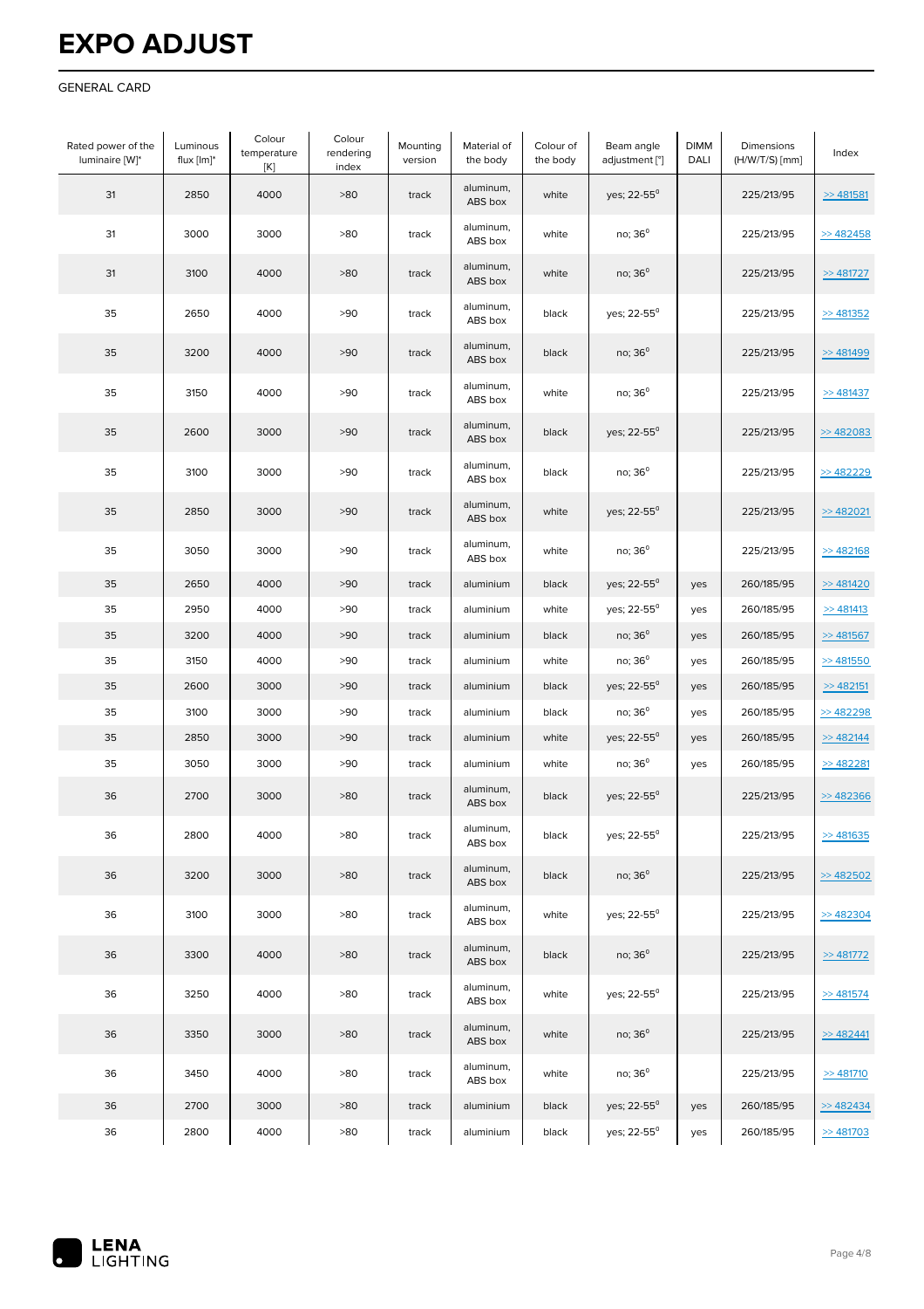# EXPO ADJUST

GENERAL CARD

| Rated power of the luminaire [W]* | Luminous flux [lm]* | Colour temperature [K] | Colour rendering index | Mounting version | Material of the body | Colour of the body | Beam angle adjustment [°] | DIMM DALI | Dimensions (H/W/T/S) [mm] | Index |
|---|---|---|---|---|---|---|---|---|---|---|
| 31 | 2850 | 4000 | >80 | track | aluminum, ABS box | white | yes; 22-55° | | 225/213/95 | >> 481581 |
| 31 | 3000 | 3000 | >80 | track | aluminum, ABS box | white | no; 36° | | 225/213/95 | >> 482458 |
| 31 | 3100 | 4000 | >80 | track | aluminum, ABS box | white | no; 36° | | 225/213/95 | >> 481727 |
| 35 | 2650 | 4000 | >90 | track | aluminum, ABS box | black | yes; 22-55° | | 225/213/95 | >> 481352 |
| 35 | 3200 | 4000 | >90 | track | aluminum, ABS box | black | no; 36° | | 225/213/95 | >> 481499 |
| 35 | 3150 | 4000 | >90 | track | aluminum, ABS box | white | no; 36° | | 225/213/95 | >> 481437 |
| 35 | 2600 | 3000 | >90 | track | aluminum, ABS box | black | yes; 22-55° | | 225/213/95 | >> 482083 |
| 35 | 3100 | 3000 | >90 | track | aluminum, ABS box | black | no; 36° | | 225/213/95 | >> 482229 |
| 35 | 2850 | 3000 | >90 | track | aluminum, ABS box | white | yes; 22-55° | | 225/213/95 | >> 482021 |
| 35 | 3050 | 3000 | >90 | track | aluminum, ABS box | white | no; 36° | | 225/213/95 | >> 482168 |
| 35 | 2650 | 4000 | >90 | track | aluminium | black | yes; 22-55° | yes | 260/185/95 | >> 481420 |
| 35 | 2950 | 4000 | >90 | track | aluminium | white | yes; 22-55° | yes | 260/185/95 | >> 481413 |
| 35 | 3200 | 4000 | >90 | track | aluminium | black | no; 36° | yes | 260/185/95 | >> 481567 |
| 35 | 3150 | 4000 | >90 | track | aluminium | white | no; 36° | yes | 260/185/95 | >> 481550 |
| 35 | 2600 | 3000 | >90 | track | aluminium | black | yes; 22-55° | yes | 260/185/95 | >> 482151 |
| 35 | 3100 | 3000 | >90 | track | aluminium | black | no; 36° | yes | 260/185/95 | >> 482298 |
| 35 | 2850 | 3000 | >90 | track | aluminium | white | yes; 22-55° | yes | 260/185/95 | >> 482144 |
| 35 | 3050 | 3000 | >90 | track | aluminium | white | no; 36° | yes | 260/185/95 | >> 482281 |
| 36 | 2700 | 3000 | >80 | track | aluminum, ABS box | black | yes; 22-55° | | 225/213/95 | >> 482366 |
| 36 | 2800 | 4000 | >80 | track | aluminum, ABS box | black | yes; 22-55° | | 225/213/95 | >> 481635 |
| 36 | 3200 | 3000 | >80 | track | aluminum, ABS box | black | no; 36° | | 225/213/95 | >> 482502 |
| 36 | 3100 | 3000 | >80 | track | aluminum, ABS box | white | yes; 22-55° | | 225/213/95 | >> 482304 |
| 36 | 3300 | 4000 | >80 | track | aluminum, ABS box | black | no; 36° | | 225/213/95 | >> 481772 |
| 36 | 3250 | 4000 | >80 | track | aluminum, ABS box | white | yes; 22-55° | | 225/213/95 | >> 481574 |
| 36 | 3350 | 3000 | >80 | track | aluminum, ABS box | white | no; 36° | | 225/213/95 | >> 482441 |
| 36 | 3450 | 4000 | >80 | track | aluminum, ABS box | white | no; 36° | | 225/213/95 | >> 481710 |
| 36 | 2700 | 3000 | >80 | track | aluminium | black | yes; 22-55° | yes | 260/185/95 | >> 482434 |
| 36 | 2800 | 4000 | >80 | track | aluminium | black | yes; 22-55° | yes | 260/185/95 | >> 481703 |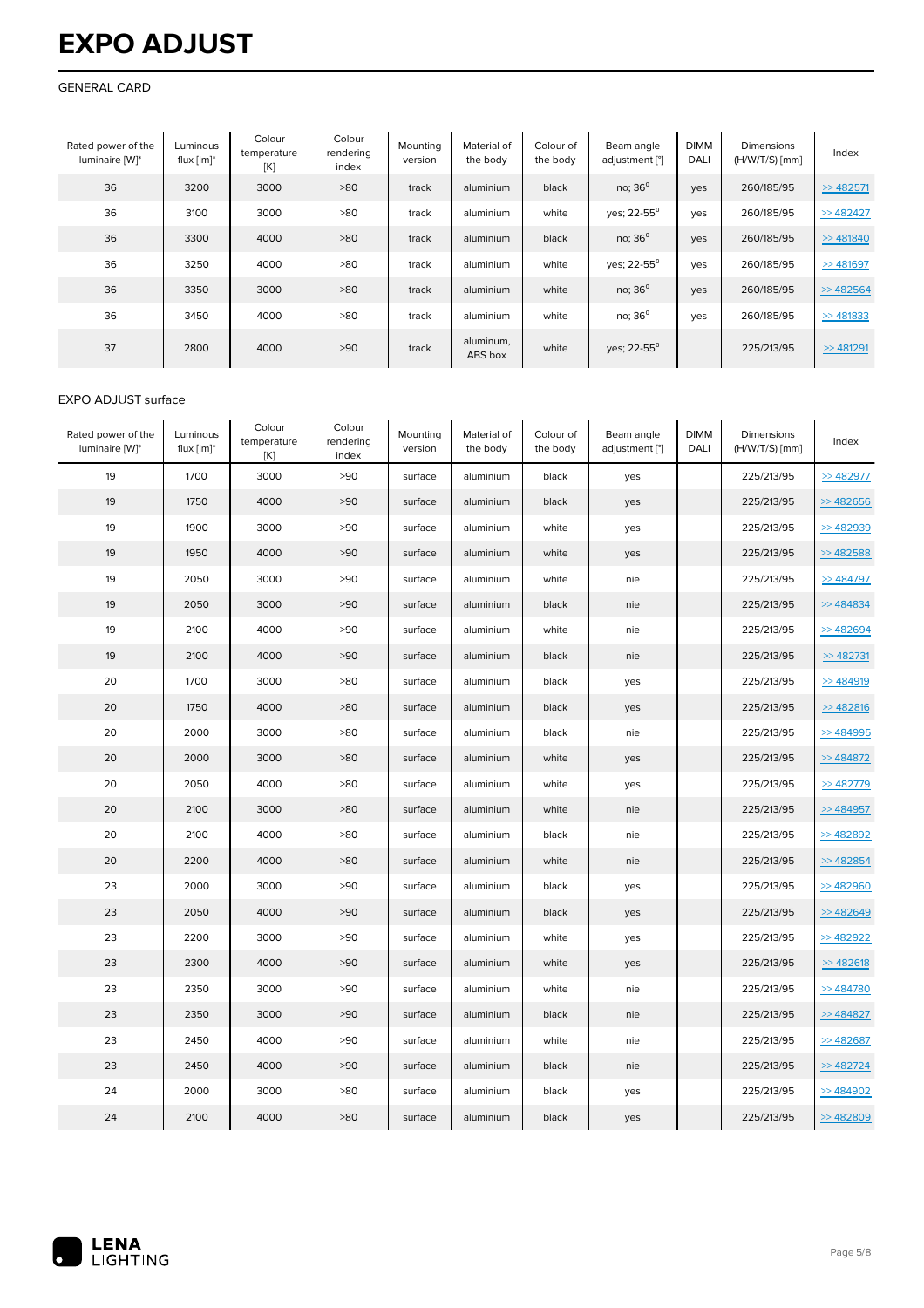# EXPO ADJUST

GENERAL CARD

| Rated power of the luminaire [W]* | Luminous flux [lm]* | Colour temperature [K] | Colour rendering index | Mounting version | Material of the body | Colour of the body | Beam angle adjustment [°] | DIMM DALI | Dimensions (H/W/T/S) [mm] | Index |
|---|---|---|---|---|---|---|---|---|---|---|
| 36 | 3200 | 3000 | >80 | track | aluminium | black | no; 36⁰ | yes | 260/185/95 | >> 482571 |
| 36 | 3100 | 3000 | >80 | track | aluminium | white | yes; 22-55⁰ | yes | 260/185/95 | >> 482427 |
| 36 | 3300 | 4000 | >80 | track | aluminium | black | no; 36⁰ | yes | 260/185/95 | >> 481840 |
| 36 | 3250 | 4000 | >80 | track | aluminium | white | yes; 22-55⁰ | yes | 260/185/95 | >> 481697 |
| 36 | 3350 | 3000 | >80 | track | aluminium | white | no; 36⁰ | yes | 260/185/95 | >> 482564 |
| 36 | 3450 | 4000 | >80 | track | aluminium | white | no; 36⁰ | yes | 260/185/95 | >> 481833 |
| 37 | 2800 | 4000 | >90 | track | aluminum, ABS box | white | yes; 22-55⁰ | | 225/213/95 | >> 481291 |

EXPO ADJUST surface

| Rated power of the luminaire [W]* | Luminous flux [lm]* | Colour temperature [K] | Colour rendering index | Mounting version | Material of the body | Colour of the body | Beam angle adjustment [°] | DIMM DALI | Dimensions (H/W/T/S) [mm] | Index |
|---|---|---|---|---|---|---|---|---|---|---|
| 19 | 1700 | 3000 | >90 | surface | aluminium | black | yes | | 225/213/95 | >> 482977 |
| 19 | 1750 | 4000 | >90 | surface | aluminium | black | yes | | 225/213/95 | >> 482656 |
| 19 | 1900 | 3000 | >90 | surface | aluminium | white | yes | | 225/213/95 | >> 482939 |
| 19 | 1950 | 4000 | >90 | surface | aluminium | white | yes | | 225/213/95 | >> 482588 |
| 19 | 2050 | 3000 | >90 | surface | aluminium | white | nie | | 225/213/95 | >> 484797 |
| 19 | 2050 | 3000 | >90 | surface | aluminium | black | nie | | 225/213/95 | >> 484834 |
| 19 | 2100 | 4000 | >90 | surface | aluminium | white | nie | | 225/213/95 | >> 482694 |
| 19 | 2100 | 4000 | >90 | surface | aluminium | black | nie | | 225/213/95 | >> 482731 |
| 20 | 1700 | 3000 | >80 | surface | aluminium | black | yes | | 225/213/95 | >> 484919 |
| 20 | 1750 | 4000 | >80 | surface | aluminium | black | yes | | 225/213/95 | >> 482816 |
| 20 | 2000 | 3000 | >80 | surface | aluminium | black | nie | | 225/213/95 | >> 484995 |
| 20 | 2000 | 3000 | >80 | surface | aluminium | white | yes | | 225/213/95 | >> 484872 |
| 20 | 2050 | 4000 | >80 | surface | aluminium | white | yes | | 225/213/95 | >> 482779 |
| 20 | 2100 | 3000 | >80 | surface | aluminium | white | nie | | 225/213/95 | >> 484957 |
| 20 | 2100 | 4000 | >80 | surface | aluminium | black | nie | | 225/213/95 | >> 482892 |
| 20 | 2200 | 4000 | >80 | surface | aluminium | white | nie | | 225/213/95 | >> 482854 |
| 23 | 2000 | 3000 | >90 | surface | aluminium | black | yes | | 225/213/95 | >> 482960 |
| 23 | 2050 | 4000 | >90 | surface | aluminium | black | yes | | 225/213/95 | >> 482649 |
| 23 | 2200 | 3000 | >90 | surface | aluminium | white | yes | | 225/213/95 | >> 482922 |
| 23 | 2300 | 4000 | >90 | surface | aluminium | white | yes | | 225/213/95 | >> 482618 |
| 23 | 2350 | 3000 | >90 | surface | aluminium | white | nie | | 225/213/95 | >> 484780 |
| 23 | 2350 | 3000 | >90 | surface | aluminium | black | nie | | 225/213/95 | >> 484827 |
| 23 | 2450 | 4000 | >90 | surface | aluminium | white | nie | | 225/213/95 | >> 482687 |
| 23 | 2450 | 4000 | >90 | surface | aluminium | black | nie | | 225/213/95 | >> 482724 |
| 24 | 2000 | 3000 | >80 | surface | aluminium | black | yes | | 225/213/95 | >> 484902 |
| 24 | 2100 | 4000 | >80 | surface | aluminium | black | yes | | 225/213/95 | >> 482809 |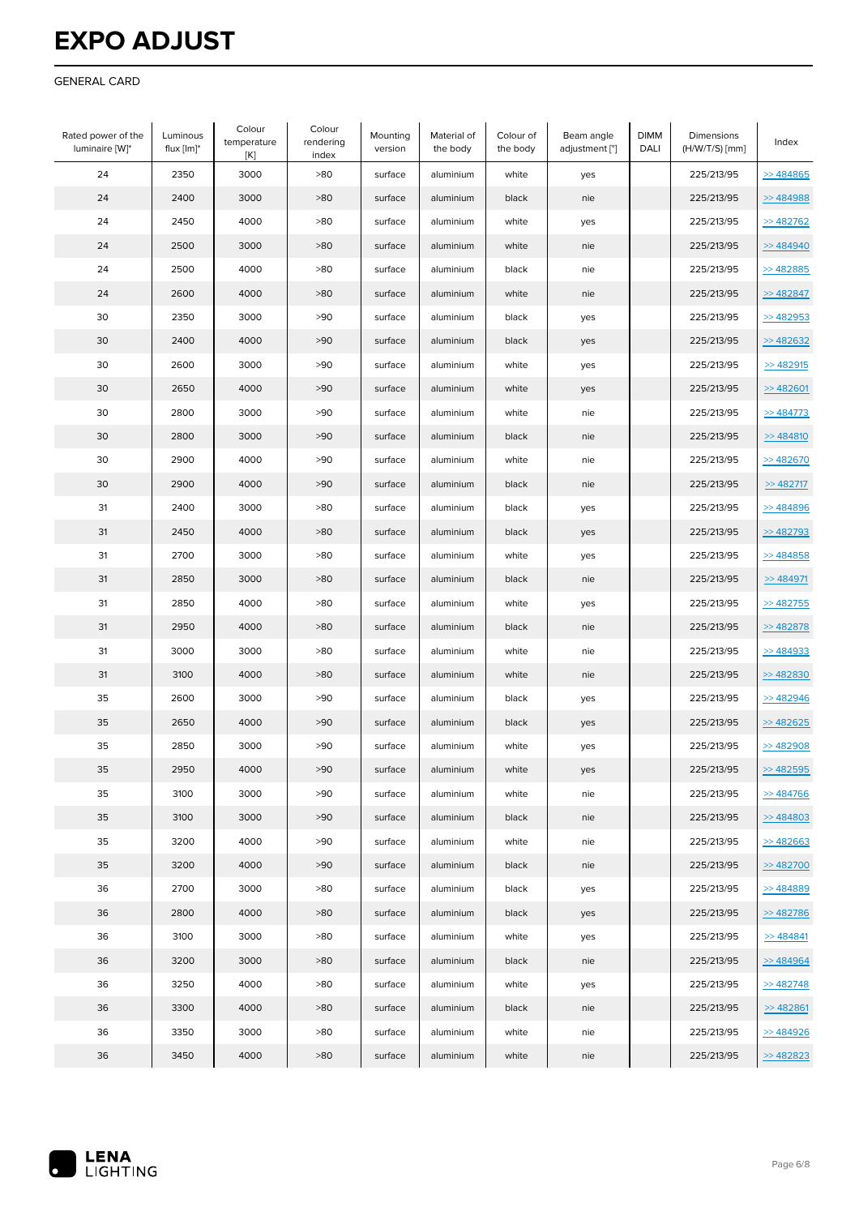# EXPO ADJUST

GENERAL CARD

| Rated power of the luminaire [W]* | Luminous flux [lm]* | Colour temperature [K] | Colour rendering index | Mounting version | Material of the body | Colour of the body | Beam angle adjustment [°] | DIMM DALI | Dimensions (H/W/T/S) [mm] | Index |
|---|---|---|---|---|---|---|---|---|---|---|
| 24 | 2350 | 3000 | >80 | surface | aluminium | white | yes | | 225/213/95 | >> 484865 |
| 24 | 2400 | 3000 | >80 | surface | aluminium | black | nie | | 225/213/95 | >> 484988 |
| 24 | 2450 | 4000 | >80 | surface | aluminium | white | yes | | 225/213/95 | >> 482762 |
| 24 | 2500 | 3000 | >80 | surface | aluminium | white | nie | | 225/213/95 | >> 484940 |
| 24 | 2500 | 4000 | >80 | surface | aluminium | black | nie | | 225/213/95 | >> 482885 |
| 24 | 2600 | 4000 | >80 | surface | aluminium | white | nie | | 225/213/95 | >> 482847 |
| 30 | 2350 | 3000 | >90 | surface | aluminium | black | yes | | 225/213/95 | >> 482953 |
| 30 | 2400 | 4000 | >90 | surface | aluminium | black | yes | | 225/213/95 | >> 482632 |
| 30 | 2600 | 3000 | >90 | surface | aluminium | white | yes | | 225/213/95 | >> 482915 |
| 30 | 2650 | 4000 | >90 | surface | aluminium | white | yes | | 225/213/95 | >> 482601 |
| 30 | 2800 | 3000 | >90 | surface | aluminium | white | nie | | 225/213/95 | >> 484773 |
| 30 | 2800 | 3000 | >90 | surface | aluminium | black | nie | | 225/213/95 | >> 484810 |
| 30 | 2900 | 4000 | >90 | surface | aluminium | white | nie | | 225/213/95 | >> 482670 |
| 30 | 2900 | 4000 | >90 | surface | aluminium | black | nie | | 225/213/95 | >> 482717 |
| 31 | 2400 | 3000 | >80 | surface | aluminium | black | yes | | 225/213/95 | >> 484896 |
| 31 | 2450 | 4000 | >80 | surface | aluminium | black | yes | | 225/213/95 | >> 482793 |
| 31 | 2700 | 3000 | >80 | surface | aluminium | white | yes | | 225/213/95 | >> 484858 |
| 31 | 2850 | 3000 | >80 | surface | aluminium | black | nie | | 225/213/95 | >> 484971 |
| 31 | 2850 | 4000 | >80 | surface | aluminium | white | yes | | 225/213/95 | >> 482755 |
| 31 | 2950 | 4000 | >80 | surface | aluminium | black | nie | | 225/213/95 | >> 482878 |
| 31 | 3000 | 3000 | >80 | surface | aluminium | white | nie | | 225/213/95 | >> 484933 |
| 31 | 3100 | 4000 | >80 | surface | aluminium | white | nie | | 225/213/95 | >> 482830 |
| 35 | 2600 | 3000 | >90 | surface | aluminium | black | yes | | 225/213/95 | >> 482946 |
| 35 | 2650 | 4000 | >90 | surface | aluminium | black | yes | | 225/213/95 | >> 482625 |
| 35 | 2850 | 3000 | >90 | surface | aluminium | white | yes | | 225/213/95 | >> 482908 |
| 35 | 2950 | 4000 | >90 | surface | aluminium | white | yes | | 225/213/95 | >> 482595 |
| 35 | 3100 | 3000 | >90 | surface | aluminium | white | nie | | 225/213/95 | >> 484766 |
| 35 | 3100 | 3000 | >90 | surface | aluminium | black | nie | | 225/213/95 | >> 484803 |
| 35 | 3200 | 4000 | >90 | surface | aluminium | white | nie | | 225/213/95 | >> 482663 |
| 35 | 3200 | 4000 | >90 | surface | aluminium | black | nie | | 225/213/95 | >> 482700 |
| 36 | 2700 | 3000 | >80 | surface | aluminium | black | yes | | 225/213/95 | >> 484889 |
| 36 | 2800 | 4000 | >80 | surface | aluminium | black | yes | | 225/213/95 | >> 482786 |
| 36 | 3100 | 3000 | >80 | surface | aluminium | white | yes | | 225/213/95 | >> 484841 |
| 36 | 3200 | 3000 | >80 | surface | aluminium | black | nie | | 225/213/95 | >> 484964 |
| 36 | 3250 | 4000 | >80 | surface | aluminium | white | yes | | 225/213/95 | >> 482748 |
| 36 | 3300 | 4000 | >80 | surface | aluminium | black | nie | | 225/213/95 | >> 482861 |
| 36 | 3350 | 3000 | >80 | surface | aluminium | white | nie | | 225/213/95 | >> 484926 |
| 36 | 3450 | 4000 | >80 | surface | aluminium | white | nie | | 225/213/95 | >> 482823 |

LENA LIGHTING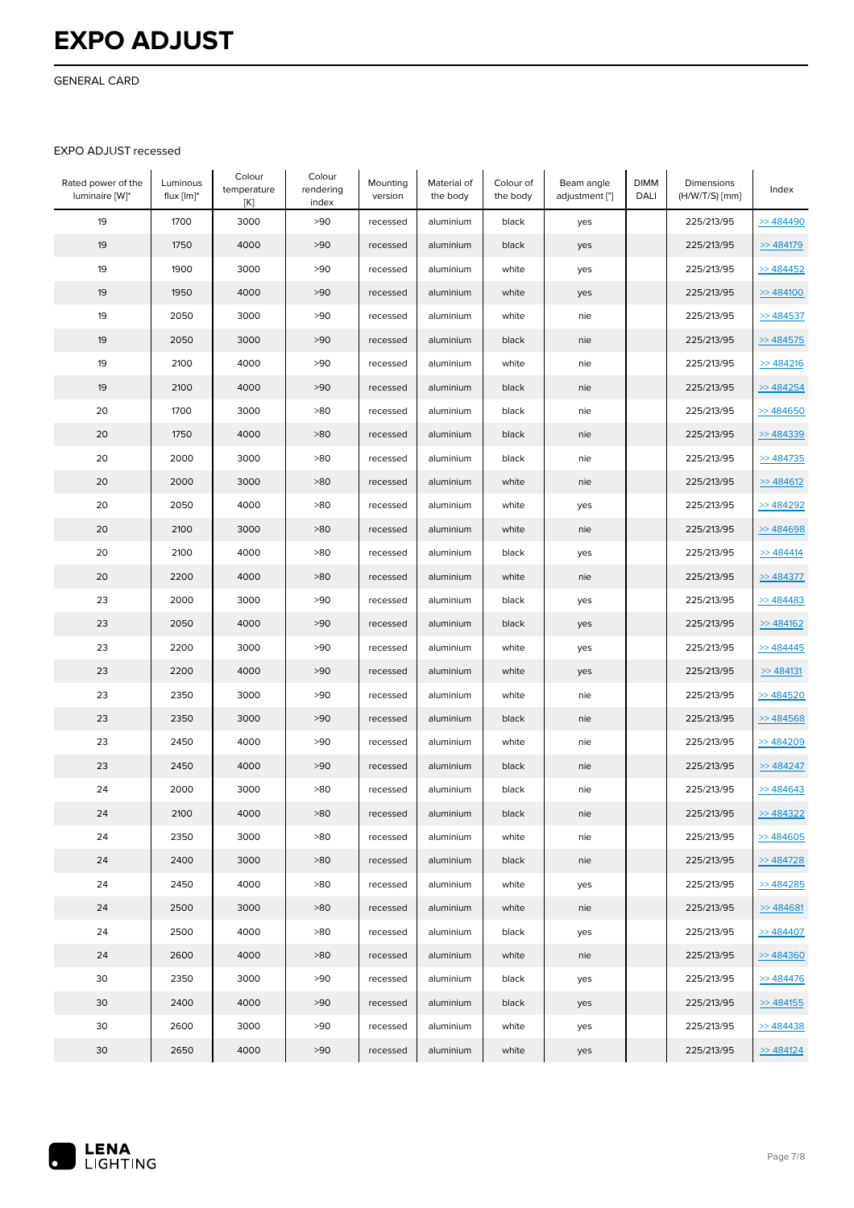# EXPO ADJUST

GENERAL CARD

EXPO ADJUST recessed

| Rated power of the luminaire [W]* | Luminous flux [lm]* | Colour temperature [K] | Colour rendering index | Mounting version | Material of the body | Colour of the body | Beam angle adjustment [°] | DIMM DALI | Dimensions (H/W/T/S) [mm] | Index |
|---|---|---|---|---|---|---|---|---|---|---|
| 19 | 1700 | 3000 | >90 | recessed | aluminium | black | yes | | 225/213/95 | >> 484490 |
| 19 | 1750 | 4000 | >90 | recessed | aluminium | black | yes | | 225/213/95 | >> 484179 |
| 19 | 1900 | 3000 | >90 | recessed | aluminium | white | yes | | 225/213/95 | >> 484452 |
| 19 | 1950 | 4000 | >90 | recessed | aluminium | white | yes | | 225/213/95 | >> 484100 |
| 19 | 2050 | 3000 | >90 | recessed | aluminium | white | nie | | 225/213/95 | >> 484537 |
| 19 | 2050 | 3000 | >90 | recessed | aluminium | black | nie | | 225/213/95 | >> 484575 |
| 19 | 2100 | 4000 | >90 | recessed | aluminium | white | nie | | 225/213/95 | >> 484216 |
| 19 | 2100 | 4000 | >90 | recessed | aluminium | black | nie | | 225/213/95 | >> 484254 |
| 20 | 1700 | 3000 | >80 | recessed | aluminium | black | nie | | 225/213/95 | >> 484650 |
| 20 | 1750 | 4000 | >80 | recessed | aluminium | black | nie | | 225/213/95 | >> 484339 |
| 20 | 2000 | 3000 | >80 | recessed | aluminium | black | nie | | 225/213/95 | >> 484735 |
| 20 | 2000 | 3000 | >80 | recessed | aluminium | white | nie | | 225/213/95 | >> 484612 |
| 20 | 2050 | 4000 | >80 | recessed | aluminium | white | yes | | 225/213/95 | >> 484292 |
| 20 | 2100 | 3000 | >80 | recessed | aluminium | white | nie | | 225/213/95 | >> 484698 |
| 20 | 2100 | 4000 | >80 | recessed | aluminium | black | yes | | 225/213/95 | >> 484414 |
| 20 | 2200 | 4000 | >80 | recessed | aluminium | white | nie | | 225/213/95 | >> 484377 |
| 23 | 2000 | 3000 | >90 | recessed | aluminium | black | yes | | 225/213/95 | >> 484483 |
| 23 | 2050 | 4000 | >90 | recessed | aluminium | black | yes | | 225/213/95 | >> 484162 |
| 23 | 2200 | 3000 | >90 | recessed | aluminium | white | yes | | 225/213/95 | >> 484445 |
| 23 | 2200 | 4000 | >90 | recessed | aluminium | white | yes | | 225/213/95 | >> 484131 |
| 23 | 2350 | 3000 | >90 | recessed | aluminium | white | nie | | 225/213/95 | >> 484520 |
| 23 | 2350 | 3000 | >90 | recessed | aluminium | black | nie | | 225/213/95 | >> 484568 |
| 23 | 2450 | 4000 | >90 | recessed | aluminium | white | nie | | 225/213/95 | >> 484209 |
| 23 | 2450 | 4000 | >90 | recessed | aluminium | black | nie | | 225/213/95 | >> 484247 |
| 24 | 2000 | 3000 | >80 | recessed | aluminium | black | nie | | 225/213/95 | >> 484643 |
| 24 | 2100 | 4000 | >80 | recessed | aluminium | black | nie | | 225/213/95 | >> 484322 |
| 24 | 2350 | 3000 | >80 | recessed | aluminium | white | nie | | 225/213/95 | >> 484605 |
| 24 | 2400 | 3000 | >80 | recessed | aluminium | black | nie | | 225/213/95 | >> 484728 |
| 24 | 2450 | 4000 | >80 | recessed | aluminium | white | yes | | 225/213/95 | >> 484285 |
| 24 | 2500 | 3000 | >80 | recessed | aluminium | white | nie | | 225/213/95 | >> 484681 |
| 24 | 2500 | 4000 | >80 | recessed | aluminium | black | yes | | 225/213/95 | >> 484407 |
| 24 | 2600 | 4000 | >80 | recessed | aluminium | white | nie | | 225/213/95 | >> 484360 |
| 30 | 2350 | 3000 | >90 | recessed | aluminium | black | yes | | 225/213/95 | >> 484476 |
| 30 | 2400 | 4000 | >90 | recessed | aluminium | black | yes | | 225/213/95 | >> 484155 |
| 30 | 2600 | 3000 | >90 | recessed | aluminium | white | yes | | 225/213/95 | >> 484438 |
| 30 | 2650 | 4000 | >90 | recessed | aluminium | white | yes | | 225/213/95 | >> 484124 |

LENA LIGHTING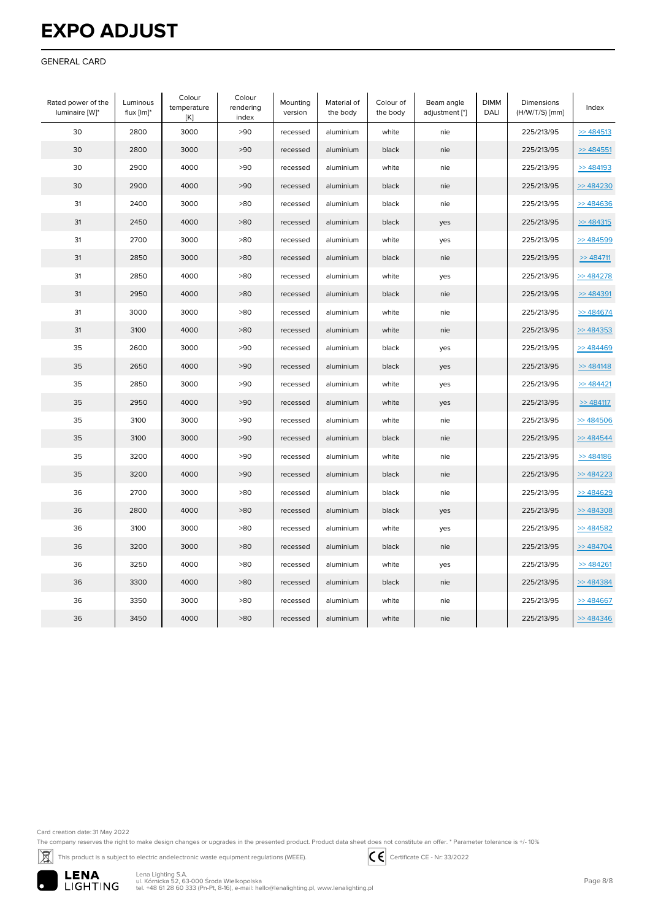# EXPO ADJUST

GENERAL CARD

| Rated power of the luminaire [W]* | Luminous flux [lm]* | Colour temperature [K] | Colour rendering index | Mounting version | Material of the body | Colour of the body | Beam angle adjustment [°] | DIMM DALI | Dimensions (H/W/T/S) [mm] | Index |
|---|---|---|---|---|---|---|---|---|---|---|
| 30 | 2800 | 3000 | >90 | recessed | aluminium | white | nie | | 225/213/95 | >> 484513 |
| 30 | 2800 | 3000 | >90 | recessed | aluminium | black | nie | | 225/213/95 | >> 484551 |
| 30 | 2900 | 4000 | >90 | recessed | aluminium | white | nie | | 225/213/95 | >> 484193 |
| 30 | 2900 | 4000 | >90 | recessed | aluminium | black | nie | | 225/213/95 | >> 484230 |
| 31 | 2400 | 3000 | >80 | recessed | aluminium | black | nie | | 225/213/95 | >> 484636 |
| 31 | 2450 | 4000 | >80 | recessed | aluminium | black | yes | | 225/213/95 | >> 484315 |
| 31 | 2700 | 3000 | >80 | recessed | aluminium | white | yes | | 225/213/95 | >> 484599 |
| 31 | 2850 | 3000 | >80 | recessed | aluminium | black | nie | | 225/213/95 | >> 484711 |
| 31 | 2850 | 4000 | >80 | recessed | aluminium | white | yes | | 225/213/95 | >> 484278 |
| 31 | 2950 | 4000 | >80 | recessed | aluminium | black | nie | | 225/213/95 | >> 484391 |
| 31 | 3000 | 3000 | >80 | recessed | aluminium | white | nie | | 225/213/95 | >> 484674 |
| 31 | 3100 | 4000 | >80 | recessed | aluminium | white | nie | | 225/213/95 | >> 484353 |
| 35 | 2600 | 3000 | >90 | recessed | aluminium | black | yes | | 225/213/95 | >> 484469 |
| 35 | 2650 | 4000 | >90 | recessed | aluminium | black | yes | | 225/213/95 | >> 484148 |
| 35 | 2850 | 3000 | >90 | recessed | aluminium | white | yes | | 225/213/95 | >> 484421 |
| 35 | 2950 | 4000 | >90 | recessed | aluminium | white | yes | | 225/213/95 | >> 484117 |
| 35 | 3100 | 3000 | >90 | recessed | aluminium | white | nie | | 225/213/95 | >> 484506 |
| 35 | 3100 | 3000 | >90 | recessed | aluminium | black | nie | | 225/213/95 | >> 484544 |
| 35 | 3200 | 4000 | >90 | recessed | aluminium | white | nie | | 225/213/95 | >> 484186 |
| 35 | 3200 | 4000 | >90 | recessed | aluminium | black | nie | | 225/213/95 | >> 484223 |
| 36 | 2700 | 3000 | >80 | recessed | aluminium | black | nie | | 225/213/95 | >> 484629 |
| 36 | 2800 | 4000 | >80 | recessed | aluminium | black | yes | | 225/213/95 | >> 484308 |
| 36 | 3100 | 3000 | >80 | recessed | aluminium | white | yes | | 225/213/95 | >> 484582 |
| 36 | 3200 | 3000 | >80 | recessed | aluminium | black | nie | | 225/213/95 | >> 484704 |
| 36 | 3250 | 4000 | >80 | recessed | aluminium | white | yes | | 225/213/95 | >> 484261 |
| 36 | 3300 | 4000 | >80 | recessed | aluminium | black | nie | | 225/213/95 | >> 484384 |
| 36 | 3350 | 3000 | >80 | recessed | aluminium | white | nie | | 225/213/95 | >> 484667 |
| 36 | 3450 | 4000 | >80 | recessed | aluminium | white | nie | | 225/213/95 | >> 484346 |

Card creation date: 31 May 2022

The company reserves the right to make design changes or upgrades in the presented product. Product data sheet does not constitute an offer. * Parameter tolerance is +/- 10%

This product is a subject to electric andelectronic waste equipment regulations (WEEE).

Certificate CE - Nr: 33/2022

LENA LIGHTING

Lena Lighting S.A.
ul. Kórnicka 52, 63-000 Środa Wielkopolska
tel. +48 61 28 60 333 (Pn-Pt, 8-16), e-mail: hello@lenalighting.pl, www.lenalighting.pl